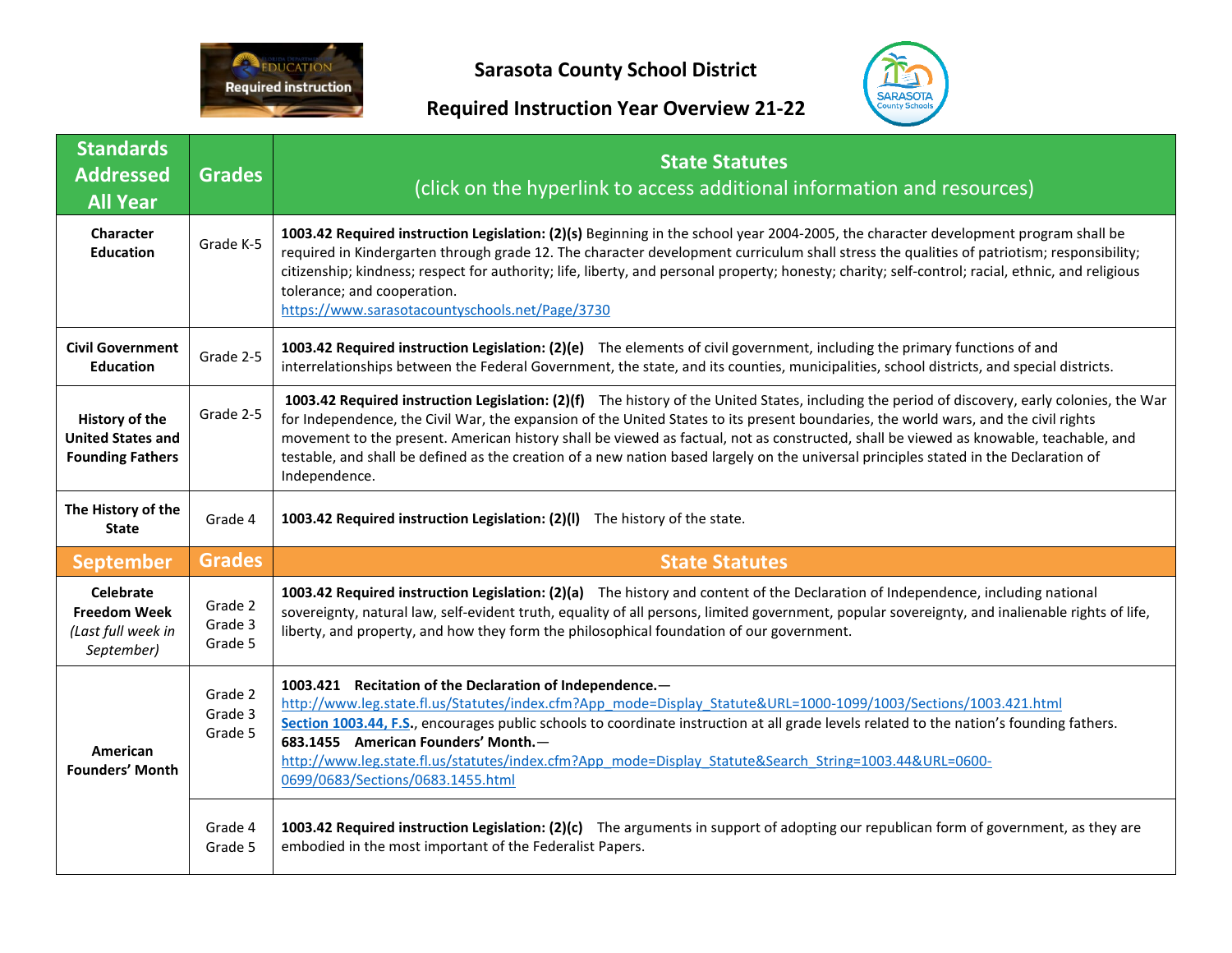# Sarasota County School District

## Required Instruction Year Overview 21-22

| Standards Addressed All Year | Grades | State Statutes (click on the hyperlink to access additional information and resources) |
|---|---|---|
| **Character Education** | Grade K-5 | **1003.42 Required instruction Legislation: (2)(s)** Beginning in the school year 2004-2005, the character development program shall be required in Kindergarten through grade 12. The character development curriculum shall stress the qualities of patriotism; responsibility; citizenship; kindness; respect for authority; life, liberty, and personal property; honesty; charity; self-control; racial, ethnic, and religious tolerance; and cooperation. https://www.sarasotacountyschools.net/Page/3730 |
| **Civil Government Education** | Grade 2-5 | **1003.42 Required instruction Legislation: (2)(e)** The elements of civil government, including the primary functions of and interrelationships between the Federal Government, the state, and its counties, municipalities, school districts, and special districts. |
| **History of the United States and Founding Fathers** | Grade 2-5 | **1003.42 Required instruction Legislation: (2)(f)** The history of the United States, including the period of discovery, early colonies, the War for Independence, the Civil War, the expansion of the United States to its present boundaries, the world wars, and the civil rights movement to the present. American history shall be viewed as factual, not as constructed, shall be viewed as knowable, teachable, and testable, and shall be defined as the creation of a new nation based largely on the universal principles stated in the Declaration of Independence. |
| **The History of the State** | Grade 4 | **1003.42 Required instruction Legislation: (2)(l)** The history of the state. |
| **September** | **Grades** | **State Statutes** |
| **Celebrate Freedom Week** *(Last full week in September)* | Grade 2<br>Grade 3<br>Grade 5 | **1003.42 Required instruction Legislation: (2)(a)** The history and content of the Declaration of Independence, including national sovereignty, natural law, self-evident truth, equality of all persons, limited government, popular sovereignty, and inalienable rights of life, liberty, and property, and how they form the philosophical foundation of our government. |
| **American Founders' Month** | Grade 2<br>Grade 3<br>Grade 5 | **1003.421 Recitation of the Declaration of Independence.**— http://www.leg.state.fl.us/Statutes/index.cfm?App_mode=Display_Statute&URL=1000-1099/1003/Sections/1003.421.html<br>**Section 1003.44, F.S.**, encourages public schools to coordinate instruction at all grade levels related to the nation's founding fathers.<br>**683.1455 American Founders' Month.**— http://www.leg.state.fl.us/statutes/index.cfm?App_mode=Display_Statute&Search_String=1003.44&URL=0600-0699/0683/Sections/0683.1455.html |
| | Grade 4<br>Grade 5 | **1003.42 Required instruction Legislation: (2)(c)** The arguments in support of adopting our republican form of government, as they are embodied in the most important of the Federalist Papers. |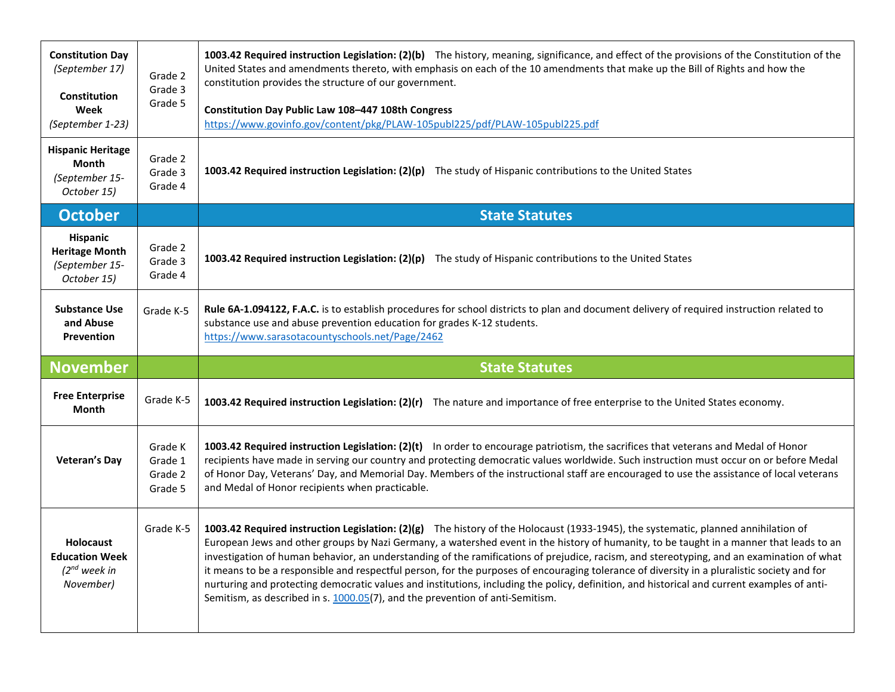| | | |
|---|---|---|
| **Constitution Day** *(September 17)* **Constitution Week** *(September 1-23)* | Grade 2 Grade 3 Grade 5 | **1003.42 Required instruction Legislation: (2)(b)** The history, meaning, significance, and effect of the provisions of the Constitution of the United States and amendments thereto, with emphasis on each of the 10 amendments that make up the Bill of Rights and how the constitution provides the structure of our government. **Constitution Day Public Law 108–447 108th Congress** https://www.govinfo.gov/content/pkg/PLAW-105publ225/pdf/PLAW-105publ225.pdf |
| **Hispanic Heritage Month** *(September 15-October 15)* | Grade 2 Grade 3 Grade 4 | **1003.42 Required instruction Legislation: (2)(p)** The study of Hispanic contributions to the United States |
| **October** | | **State Statutes** |
| **Hispanic Heritage Month** *(September 15-October 15)* | Grade 2 Grade 3 Grade 4 | **1003.42 Required instruction Legislation: (2)(p)** The study of Hispanic contributions to the United States |
| **Substance Use and Abuse Prevention** | Grade K-5 | **Rule 6A-1.094122, F.A.C.** is to establish procedures for school districts to plan and document delivery of required instruction related to substance use and abuse prevention education for grades K-12 students. https://www.sarasotacountyschools.net/Page/2462 |
| **November** | | **State Statutes** |
| **Free Enterprise Month** | Grade K-5 | **1003.42 Required instruction Legislation: (2)(r)** The nature and importance of free enterprise to the United States economy. |
| **Veteran's Day** | Grade K Grade 1 Grade 2 Grade 5 | **1003.42 Required instruction Legislation: (2)(t)** In order to encourage patriotism, the sacrifices that veterans and Medal of Honor recipients have made in serving our country and protecting democratic values worldwide. Such instruction must occur on or before Medal of Honor Day, Veterans' Day, and Memorial Day. Members of the instructional staff are encouraged to use the assistance of local veterans and Medal of Honor recipients when practicable. |
| **Holocaust Education Week** *(2nd week in November)* | Grade K-5 | **1003.42 Required instruction Legislation: (2)(g)** The history of the Holocaust (1933-1945), the systematic, planned annihilation of European Jews and other groups by Nazi Germany, a watershed event in the history of humanity, to be taught in a manner that leads to an investigation of human behavior, an understanding of the ramifications of prejudice, racism, and stereotyping, and an examination of what it means to be a responsible and respectful person, for the purposes of encouraging tolerance of diversity in a pluralistic society and for nurturing and protecting democratic values and institutions, including the policy, definition, and historical and current examples of anti-Semitism, as described in s. 1000.05(7), and the prevention of anti-Semitism. |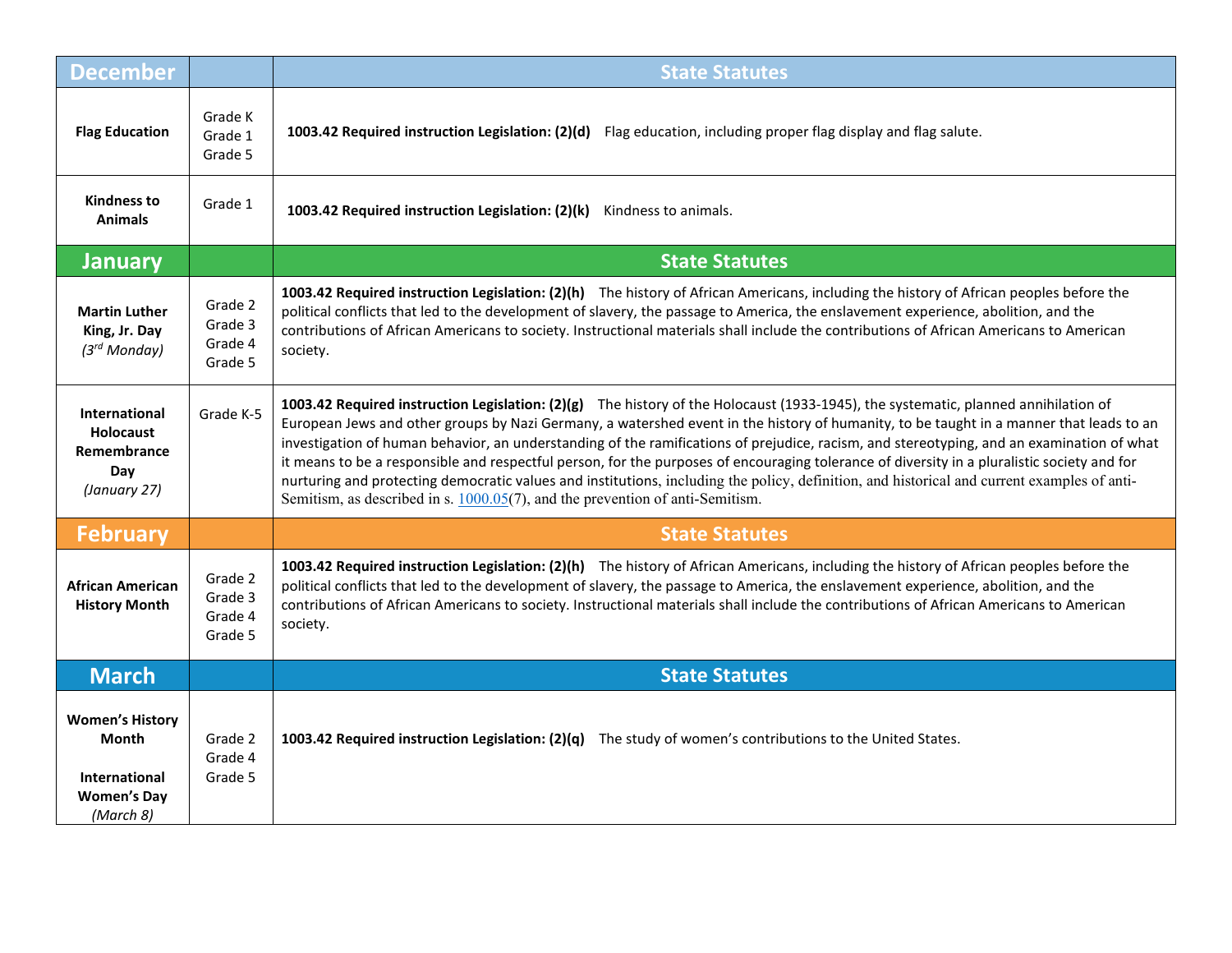| December | | State Statutes |
|---|---|---|
| **Flag Education** | Grade K<br>Grade 1<br>Grade 5 | **1003.42 Required instruction Legislation: (2)(d)** Flag education, including proper flag display and flag salute. |
| **Kindness to Animals** | Grade 1 | **1003.42 Required instruction Legislation: (2)(k)** Kindness to animals. |
| **January** | | **State Statutes** |
| **Martin Luther King, Jr. Day**<br>*(3rd Monday)* | Grade 2<br>Grade 3<br>Grade 4<br>Grade 5 | **1003.42 Required instruction Legislation: (2)(h)** The history of African Americans, including the history of African peoples before the political conflicts that led to the development of slavery, the passage to America, the enslavement experience, abolition, and the contributions of African Americans to society. Instructional materials shall include the contributions of African Americans to American society. |
| **International Holocaust Remembrance Day**<br>*(January 27)* | Grade K-5 | **1003.42 Required instruction Legislation: (2)(g)** The history of the Holocaust (1933-1945), the systematic, planned annihilation of European Jews and other groups by Nazi Germany, a watershed event in the history of humanity, to be taught in a manner that leads to an investigation of human behavior, an understanding of the ramifications of prejudice, racism, and stereotyping, and an examination of what it means to be a responsible and respectful person, for the purposes of encouraging tolerance of diversity in a pluralistic society and for nurturing and protecting democratic values and institutions, including the policy, definition, and historical and current examples of anti-Semitism, as described in s. 1000.05(7), and the prevention of anti-Semitism. |
| **February** | | **State Statutes** |
| **African American History Month** | Grade 2<br>Grade 3<br>Grade 4<br>Grade 5 | **1003.42 Required instruction Legislation: (2)(h)** The history of African Americans, including the history of African peoples before the political conflicts that led to the development of slavery, the passage to America, the enslavement experience, abolition, and the contributions of African Americans to society. Instructional materials shall include the contributions of African Americans to American society. |
| **March** | | **State Statutes** |
| **Women's History Month**<br><br>**International Women's Day**<br>*(March 8)* | Grade 2<br>Grade 4<br>Grade 5 | **1003.42 Required instruction Legislation: (2)(q)** The study of women's contributions to the United States. |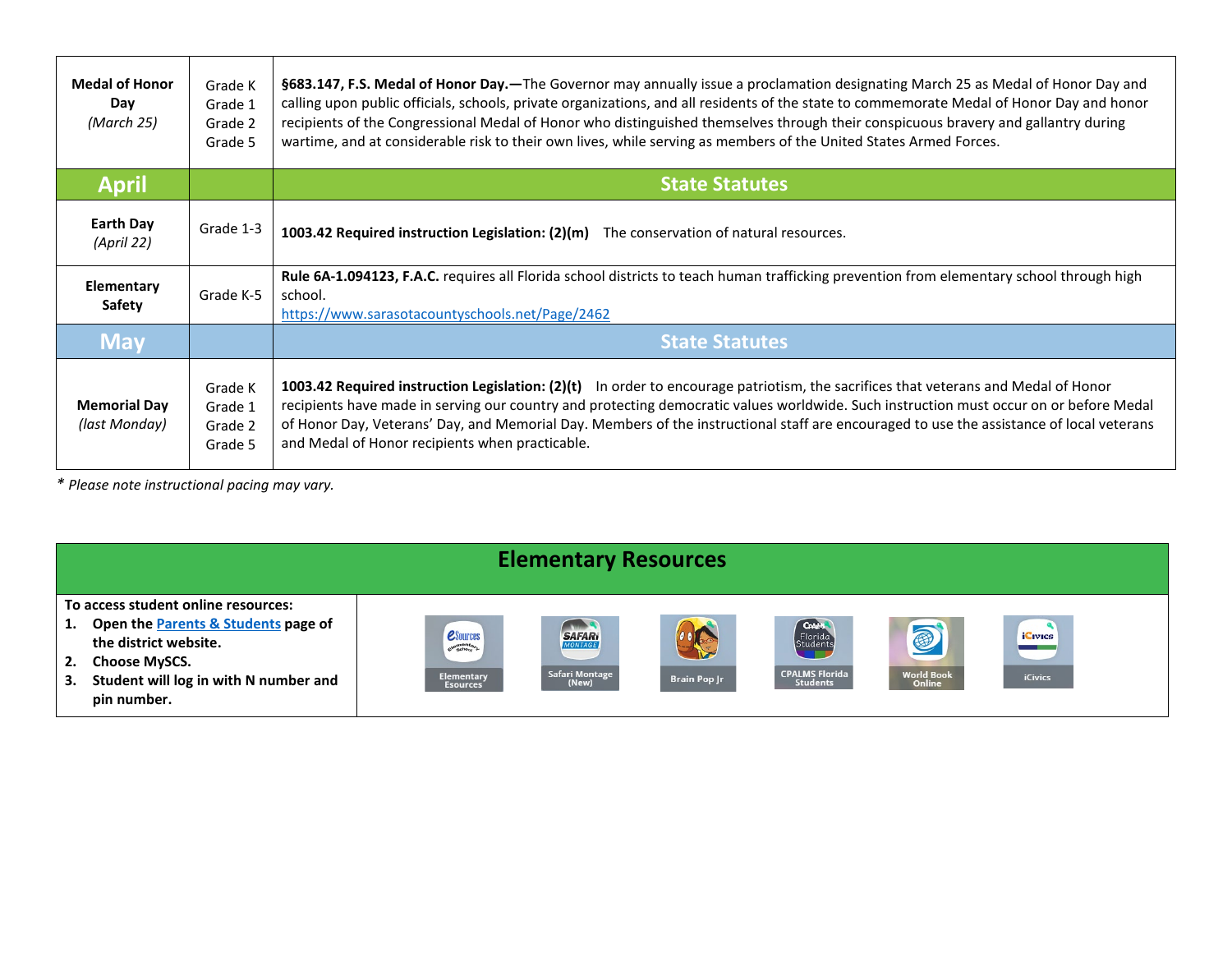| | | |
|---|---|---|
| **Medal of Honor Day** *(March 25)* | Grade K Grade 1 Grade 2 Grade 5 | **§683.147, F.S. Medal of Honor Day.—**The Governor may annually issue a proclamation designating March 25 as Medal of Honor Day and calling upon public officials, schools, private organizations, and all residents of the state to commemorate Medal of Honor Day and honor recipients of the Congressional Medal of Honor who distinguished themselves through their conspicuous bravery and gallantry during wartime, and at considerable risk to their own lives, while serving as members of the United States Armed Forces. |
| **April** | | **State Statutes** |
| **Earth Day** *(April 22)* | Grade 1-3 | **1003.42 Required instruction Legislation: (2)(m)** The conservation of natural resources. |
| **Elementary Safety** | Grade K-5 | **Rule 6A-1.094123, F.A.C.** requires all Florida school districts to teach human trafficking prevention from elementary school through high school. https://www.sarasotacountyschools.net/Page/2462 |
| **May** | | **State Statutes** |
| **Memorial Day** *(last Monday)* | Grade K Grade 1 Grade 2 Grade 5 | **1003.42 Required instruction Legislation: (2)(t)** In order to encourage patriotism, the sacrifices that veterans and Medal of Honor recipients have made in serving our country and protecting democratic values worldwide. Such instruction must occur on or before Medal of Honor Day, Veterans' Day, and Memorial Day. Members of the instructional staff are encouraged to use the assistance of local veterans and Medal of Honor recipients when practicable. |

*\* Please note instructional pacing may vary.*

## Elementary Resources

**To access student online resources:**

1. **Open the Parents & Students page of the district website.**
2. **Choose MySCS.**
3. **Student will log in with N number and pin number.**

Elementary Esources | Safari Montage (New) | Brain Pop Jr | CPALMS Florida Students | World Book Online | iCivics